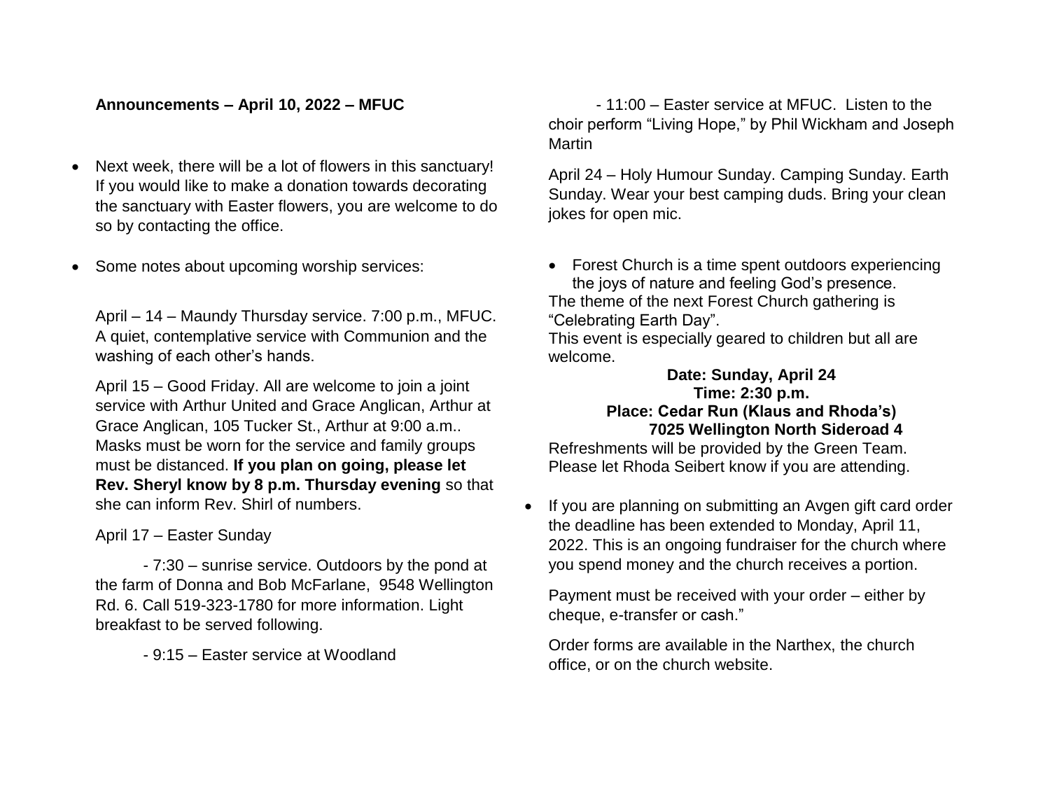**Announcements – April 10, 2022 – MFUC**

- Next week, there will be a lot of flowers in this sanctuary! If you would like to make a donation towards decorating the sanctuary with Easter flowers, you are welcome to do so by contacting the office.

- Some notes about upcoming worship services:

  April – 14 – Maundy Thursday service. 7:00 p.m., MFUC. A quiet, contemplative service with Communion and the washing of each other's hands.

  April 15 – Good Friday. All are welcome to join a joint service with Arthur United and Grace Anglican, Arthur at Grace Anglican, 105 Tucker St., Arthur at 9:00 a.m.. Masks must be worn for the service and family groups must be distanced. **If you plan on going, please let Rev. Sheryl know by 8 p.m. Thursday evening** so that she can inform Rev. Shirl of numbers.

  April 17 – Easter Sunday

  - 7:30 – sunrise service. Outdoors by the pond at the farm of Donna and Bob McFarlane, 9548 Wellington Rd. 6. Call 519-323-1780 for more information. Light breakfast to be served following.

  - 9:15 – Easter service at Woodland

  - 11:00 – Easter service at MFUC. Listen to the choir perform "Living Hope," by Phil Wickham and Joseph Martin

  April 24 – Holy Humour Sunday. Camping Sunday. Earth Sunday. Wear your best camping duds. Bring your clean jokes for open mic.

- Forest Church is a time spent outdoors experiencing the joys of nature and feeling God's presence.

  The theme of the next Forest Church gathering is "Celebrating Earth Day".

  This event is especially geared to children but all are welcome.

  **Date: Sunday, April 24**
  **Time: 2:30 p.m.**
  **Place: Cedar Run (Klaus and Rhoda's)**
  **7025 Wellington North Sideroad 4**

  Refreshments will be provided by the Green Team. Please let Rhoda Seibert know if you are attending.

- If you are planning on submitting an Avgen gift card order the deadline has been extended to Monday, April 11, 2022. This is an ongoing fundraiser for the church where you spend money and the church receives a portion.

  Payment must be received with your order – either by cheque, e-transfer or cash."

  Order forms are available in the Narthex, the church office, or on the church website.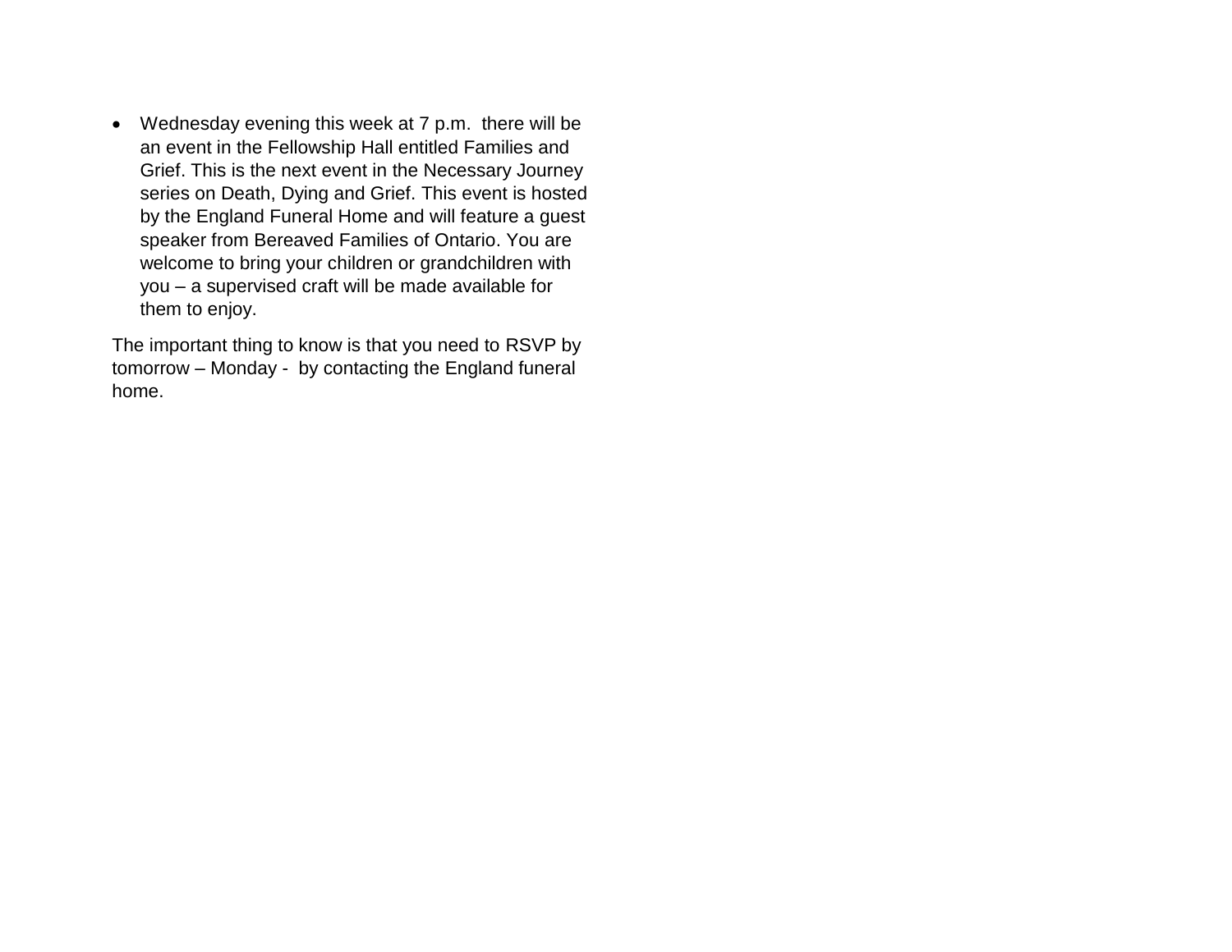- Wednesday evening this week at 7 p.m. there will be an event in the Fellowship Hall entitled Families and Grief. This is the next event in the Necessary Journey series on Death, Dying and Grief. This event is hosted by the England Funeral Home and will feature a guest speaker from Bereaved Families of Ontario. You are welcome to bring your children or grandchildren with you – a supervised craft will be made available for them to enjoy.

The important thing to know is that you need to RSVP by tomorrow – Monday - by contacting the England funeral home.